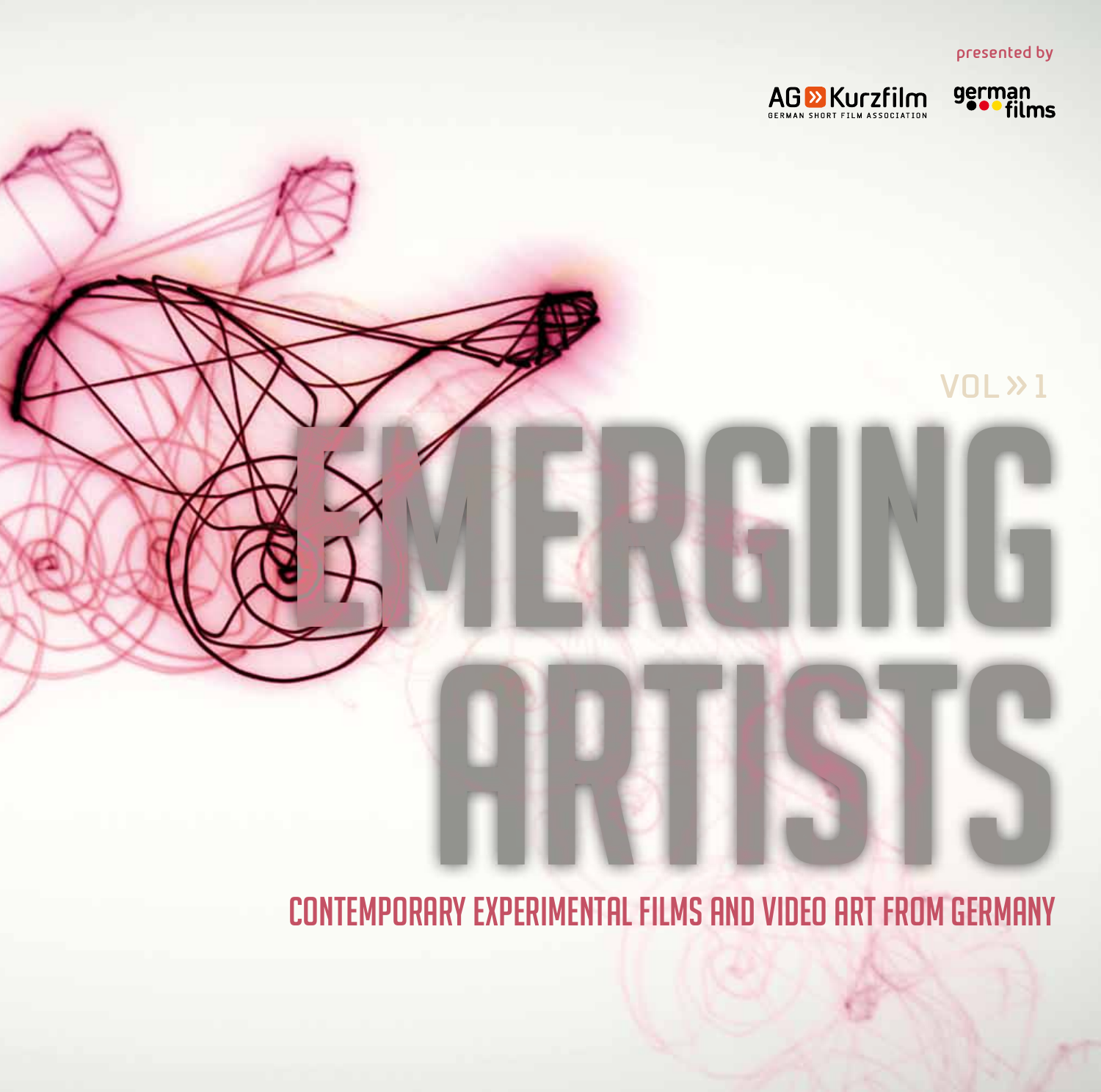presented by

AG Kurzfilm
GERMAN SHORT FILM ASSOCIATION

german films

VOL » 1

# EMERGING ARTISTS

## CONTEMPORARY EXPERIMENTAL FILMS AND VIDEO ART FROM GERMANY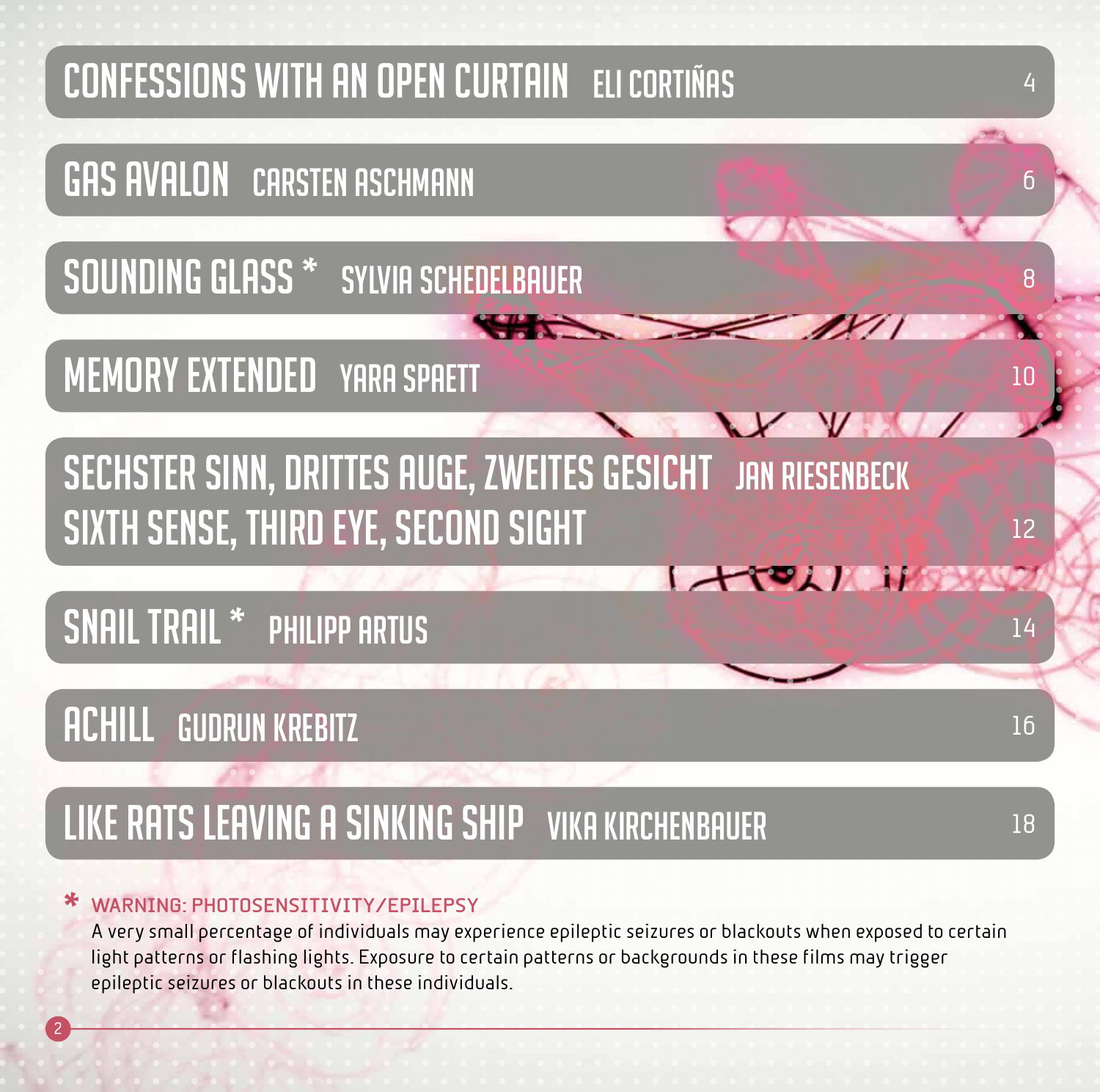| Title | Director | Page |
|---|---|---|
| CONFESSIONS WITH AN OPEN CURTAIN | ELI CORTIÑAS | 4 |
| GAS AVALON | CARSTEN ASCHMANN | 6 |
| SOUNDING GLASS * | SYLVIA SCHEDELBAUER | 8 |
| MEMORY EXTENDED | YARA SPAETT | 10 |
| SECHSTER SINN, DRITTES AUGE, ZWEITES GESICHT / SIXTH SENSE, THIRD EYE, SECOND SIGHT | JAN RIESENBECK | 12 |
| SNAIL TRAIL * | PHILIPP ARTUS | 14 |
| ACHILL | GUDRUN KREBITZ | 16 |
| LIKE RATS LEAVING A SINKING SHIP | VIKA KIRCHENBAUER | 18 |

* WARNING: PHOTOSENSITIVITY/EPILEPSY

A very small percentage of individuals may experience epileptic seizures or blackouts when exposed to certain light patterns or flashing lights. Exposure to certain patterns or backgrounds in these films may trigger epileptic seizures or blackouts in these individuals.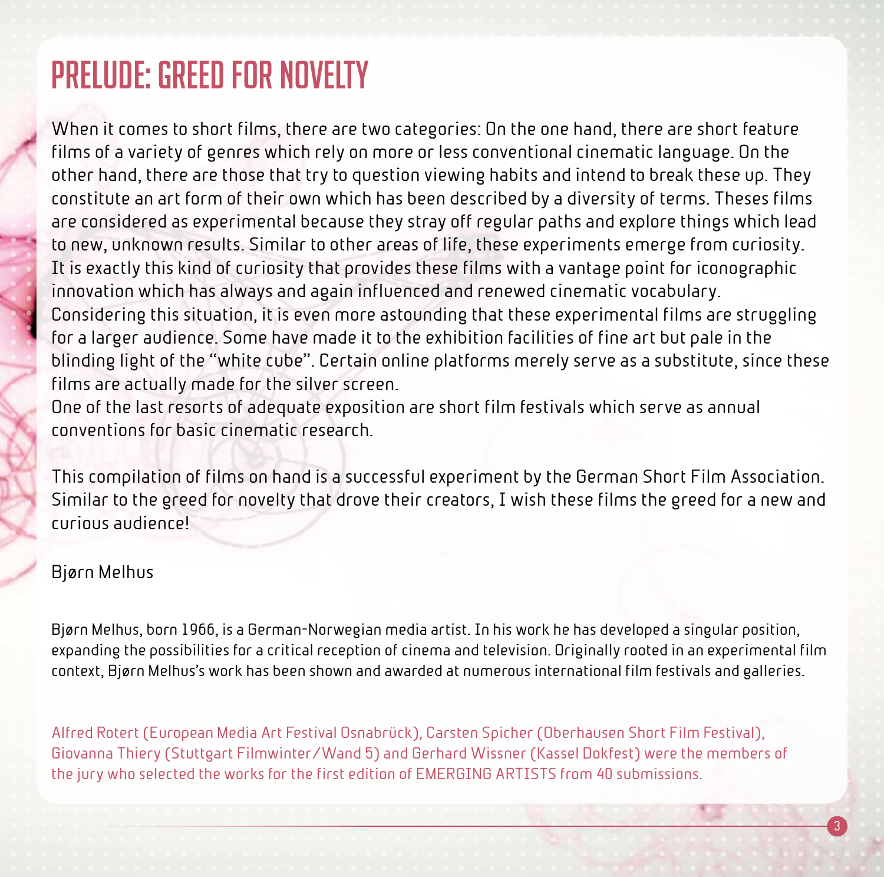# PRELUDE: GREED FOR NOVELTY

When it comes to short films, there are two categories: On the one hand, there are short feature films of a variety of genres which rely on more or less conventional cinematic language. On the other hand, there are those that try to question viewing habits and intend to break these up. They constitute an art form of their own which has been described by a diversity of terms. Theses films are considered as experimental because they stray off regular paths and explore things which lead to new, unknown results. Similar to other areas of life, these experiments emerge from curiosity. It is exactly this kind of curiosity that provides these films with a vantage point for iconographic innovation which has always and again influenced and renewed cinematic vocabulary.
Considering this situation, it is even more astounding that these experimental films are struggling for a larger audience. Some have made it to the exhibition facilities of fine art but pale in the blinding light of the "white cube". Certain online platforms merely serve as a substitute, since these films are actually made for the silver screen.
One of the last resorts of adequate exposition are short film festivals which serve as annual conventions for basic cinematic research.

This compilation of films on hand is a successful experiment by the German Short Film Association. Similar to the greed for novelty that drove their creators, I wish these films the greed for a new and curious audience!

Bjørn Melhus

Bjørn Melhus, born 1966, is a German-Norwegian media artist. In his work he has developed a singular position, expanding the possibilities for a critical reception of cinema and television. Originally rooted in an experimental film context, Bjørn Melhus's work has been shown and awarded at numerous international film festivals and galleries.

Alfred Rotert (European Media Art Festival Osnabrück), Carsten Spicher (Oberhausen Short Film Festival), Giovanna Thiery (Stuttgart Filmwinter/Wand 5) and Gerhard Wissner (Kassel Dokfest) were the members of the jury who selected the works for the first edition of EMERGING ARTISTS from 40 submissions.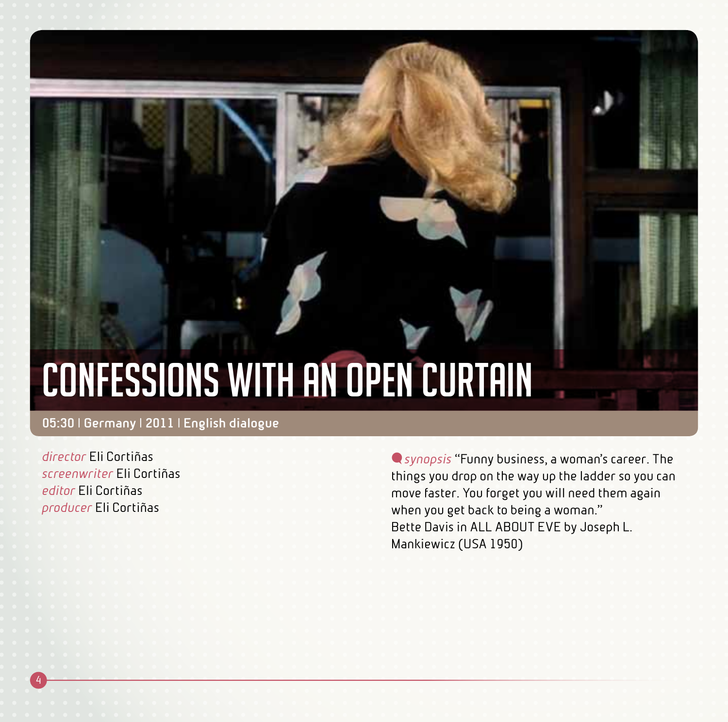# CONFESSIONS WITH AN OPEN CURTAIN

**05:30 | Germany | 2011 | English dialogue**

*director* Eli Cortiñas
*screenwriter* Eli Cortiñas
*editor* Eli Cortiñas
*producer* Eli Cortiñas

*synopsis* "Funny business, a woman's career. The things you drop on the way up the ladder so you can move faster. You forget you will need them again when you get back to being a woman."
Bette Davis in ALL ABOUT EVE by Joseph L. Mankiewicz (USA 1950)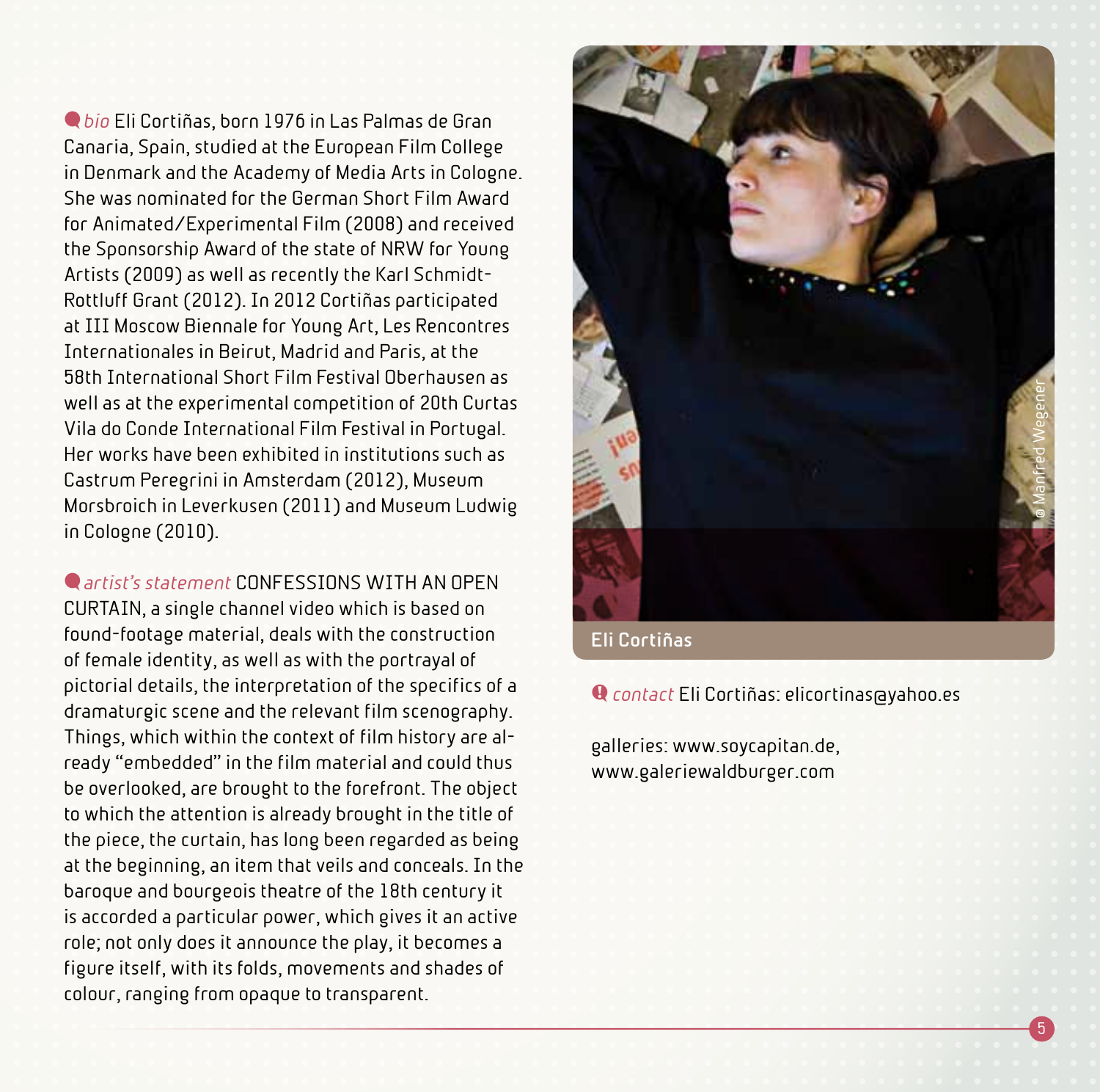*bio* Eli Cortiñas, born 1976 in Las Palmas de Gran Canaria, Spain, studied at the European Film College in Denmark and the Academy of Media Arts in Cologne. She was nominated for the German Short Film Award for Animated/Experimental Film (2008) and received the Sponsorship Award of the state of NRW for Young Artists (2009) as well as recently the Karl Schmidt-Rottluff Grant (2012). In 2012 Cortiñas participated at III Moscow Biennale for Young Art, Les Rencontres Internationales in Beirut, Madrid and Paris, at the 58th International Short Film Festival Oberhausen as well as at the experimental competition of 20th Curtas Vila do Conde International Film Festival in Portugal. Her works have been exhibited in institutions such as Castrum Peregrini in Amsterdam (2012), Museum Morsbroich in Leverkusen (2011) and Museum Ludwig in Cologne (2010).

*artist's statement* CONFESSIONS WITH AN OPEN CURTAIN, a single channel video which is based on found-footage material, deals with the construction of female identity, as well as with the portrayal of pictorial details, the interpretation of the specifics of a dramaturgic scene and the relevant film scenography. Things, which within the context of film history are already "embedded" in the film material and could thus be overlooked, are brought to the forefront. The object to which the attention is already brought in the title of the piece, the curtain, has long been regarded as being at the beginning, an item that veils and conceals. In the baroque and bourgeois theatre of the 18th century it is accorded a particular power, which gives it an active role; not only does it announce the play, it becomes a figure itself, with its folds, movements and shades of colour, ranging from opaque to transparent.

© Manfred Wegener

Eli Cortiñas

*contact* Eli Cortiñas: elicortinas@yahoo.es

galleries: www.soycapitan.de, www.galeriewaldburger.com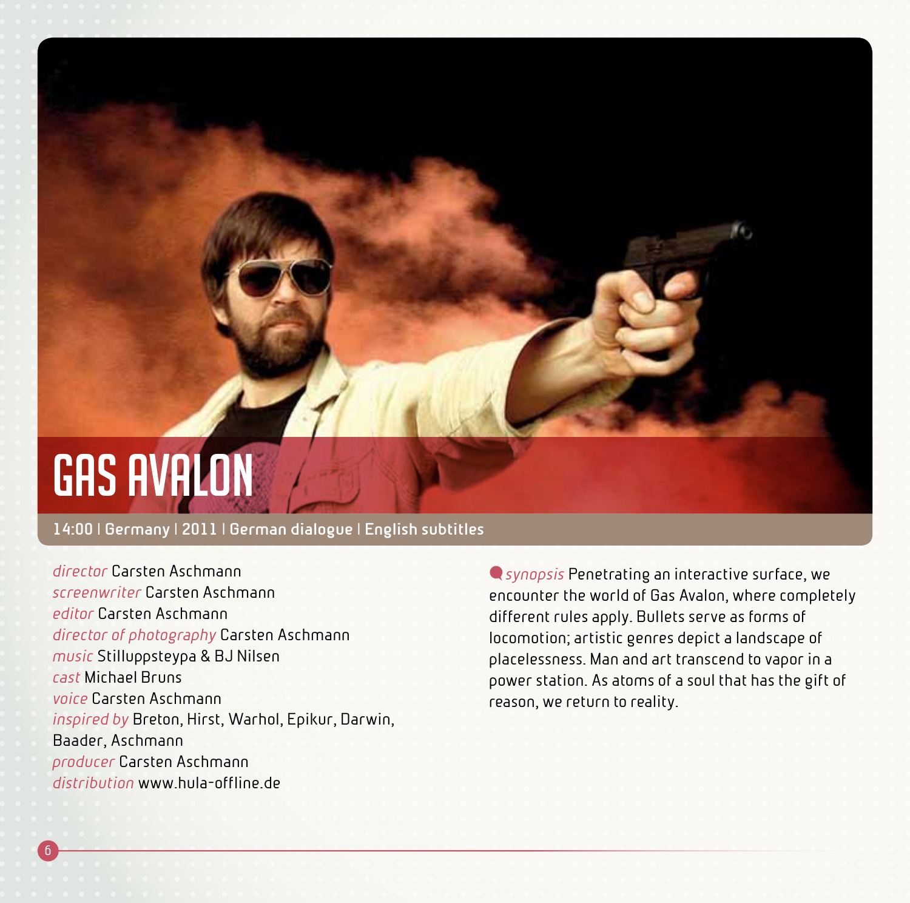# GAS AVALON

**14:00 | Germany | 2011 | German dialogue | English subtitles**

*director* Carsten Aschmann
*screenwriter* Carsten Aschmann
*editor* Carsten Aschmann
*director of photography* Carsten Aschmann
*music* Stilluppsteypa & BJ Nilsen
*cast* Michael Bruns
*voice* Carsten Aschmann
*inspired by* Breton, Hirst, Warhol, Epikur, Darwin, Baader, Aschmann
*producer* Carsten Aschmann
*distribution* www.hula-offline.de

*synopsis* Penetrating an interactive surface, we encounter the world of Gas Avalon, where completely different rules apply. Bullets serve as forms of locomotion; artistic genres depict a landscape of placelessness. Man and art transcend to vapor in a power station. As atoms of a soul that has the gift of reason, we return to reality.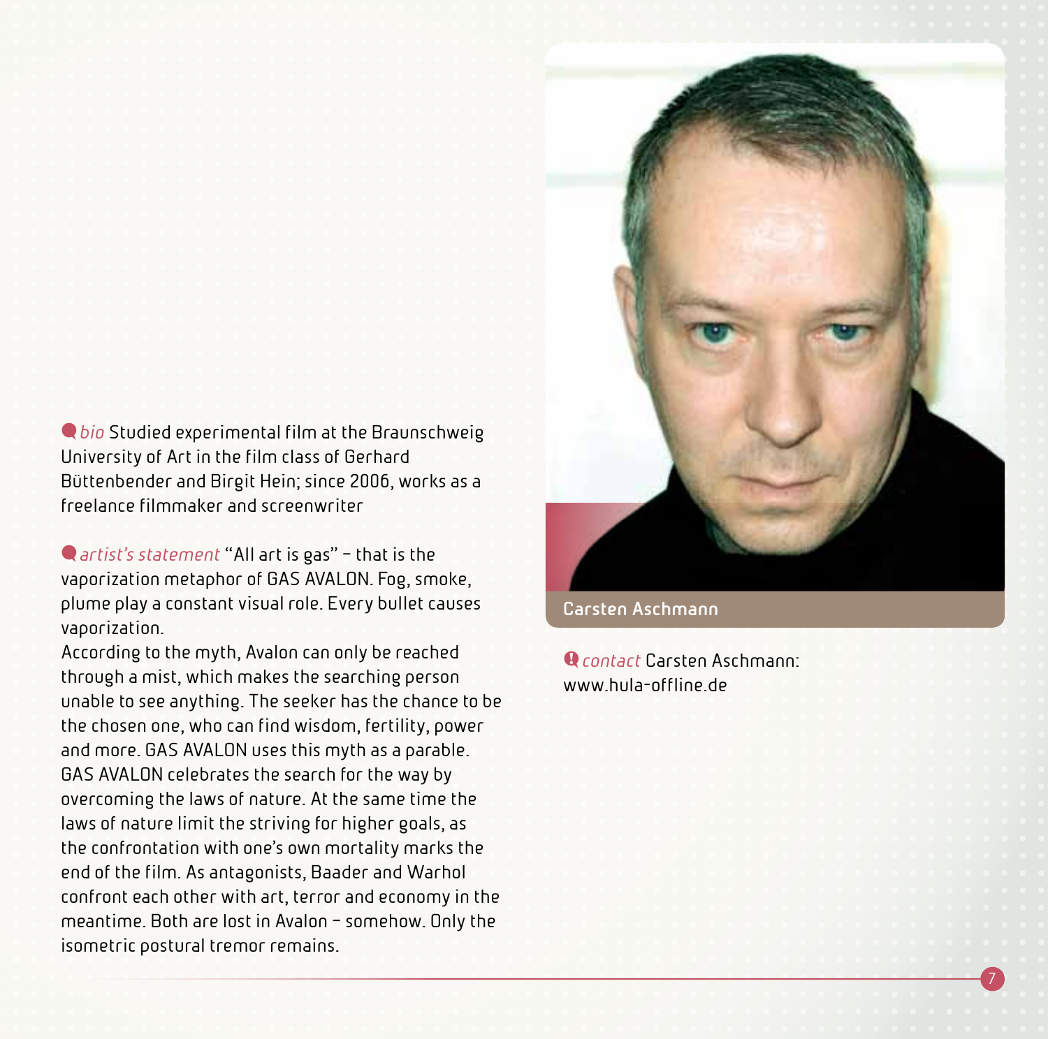*bio* Studied experimental film at the Braunschweig University of Art in the film class of Gerhard Büttenbender and Birgit Hein; since 2006, works as a freelance filmmaker and screenwriter

*artist's statement* "All art is gas" – that is the vaporization metaphor of GAS AVALON. Fog, smoke, plume play a constant visual role. Every bullet causes vaporization.
According to the myth, Avalon can only be reached through a mist, which makes the searching person unable to see anything. The seeker has the chance to be the chosen one, who can find wisdom, fertility, power and more. GAS AVALON uses this myth as a parable. GAS AVALON celebrates the search for the way by overcoming the laws of nature. At the same time the laws of nature limit the striving for higher goals, as the confrontation with one's own mortality marks the end of the film. As antagonists, Baader and Warhol confront each other with art, terror and economy in the meantime. Both are lost in Avalon – somehow. Only the isometric postural tremor remains.

Carsten Aschmann

*contact* Carsten Aschmann: www.hula-offline.de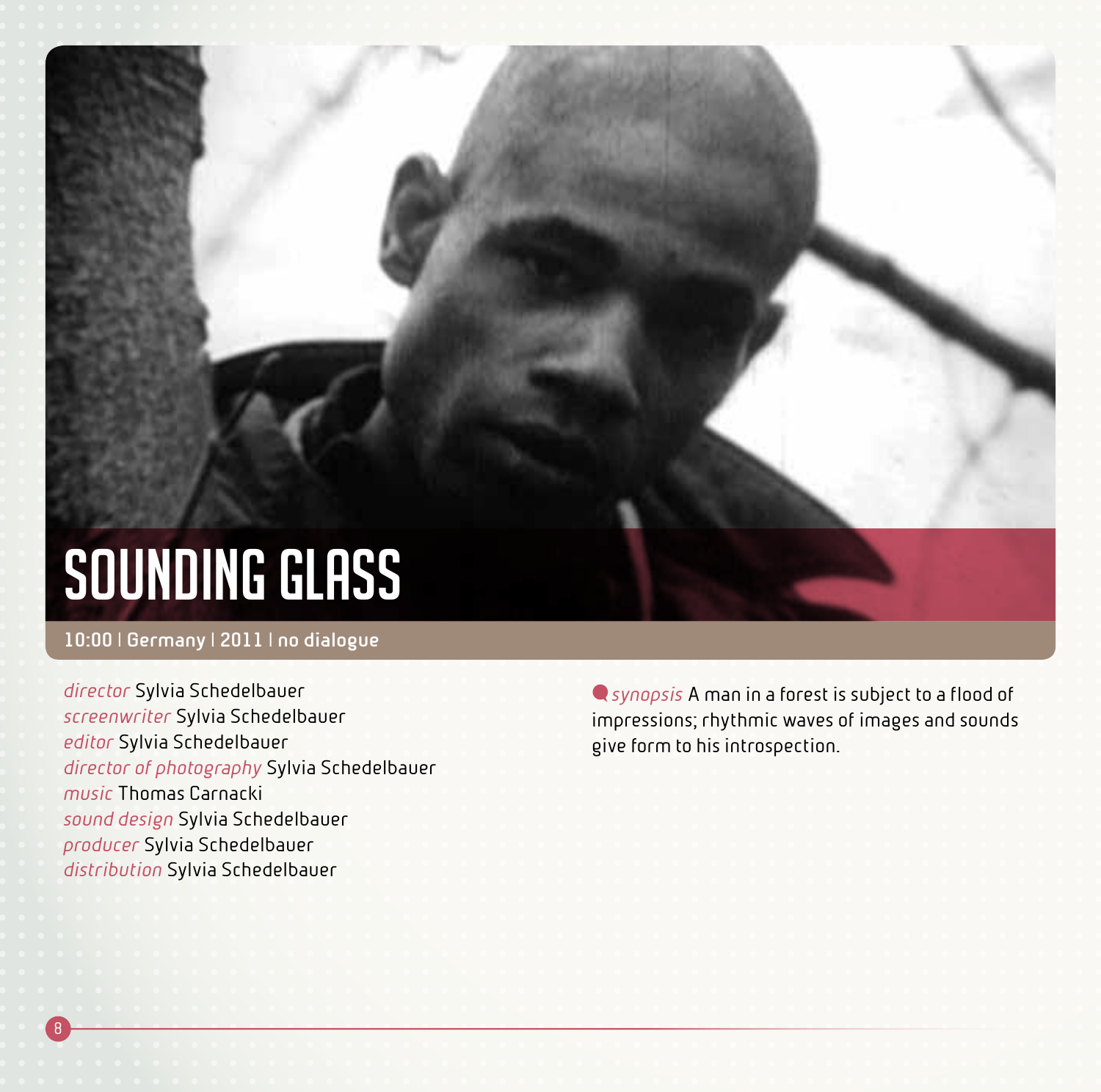# SOUNDING GLASS

**10:00 | Germany | 2011 | no dialogue**

*director* Sylvia Schedelbauer
*screenwriter* Sylvia Schedelbauer
*editor* Sylvia Schedelbauer
*director of photography* Sylvia Schedelbauer
*music* Thomas Carnacki
*sound design* Sylvia Schedelbauer
*producer* Sylvia Schedelbauer
*distribution* Sylvia Schedelbauer

*synopsis* A man in a forest is subject to a flood of impressions; rhythmic waves of images and sounds give form to his introspection.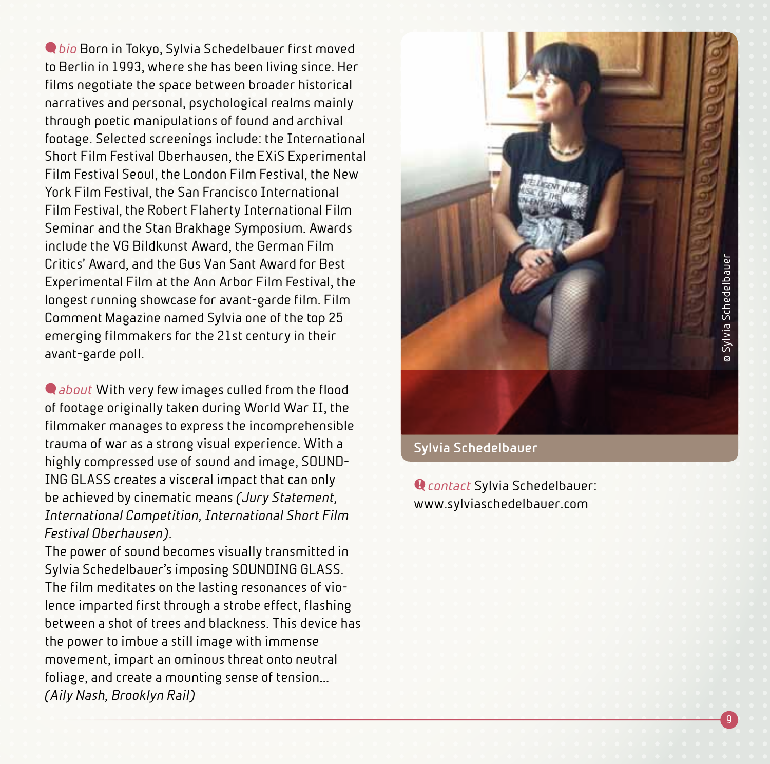*bio* Born in Tokyo, Sylvia Schedelbauer first moved to Berlin in 1993, where she has been living since. Her films negotiate the space between broader historical narratives and personal, psychological realms mainly through poetic manipulations of found and archival footage. Selected screenings include: the International Short Film Festival Oberhausen, the EXiS Experimental Film Festival Seoul, the London Film Festival, the New York Film Festival, the San Francisco International Film Festival, the Robert Flaherty International Film Seminar and the Stan Brakhage Symposium. Awards include the VG Bildkunst Award, the German Film Critics' Award, and the Gus Van Sant Award for Best Experimental Film at the Ann Arbor Film Festival, the longest running showcase for avant-garde film. Film Comment Magazine named Sylvia one of the top 25 emerging filmmakers for the 21st century in their avant-garde poll.

*about* With very few images culled from the flood of footage originally taken during World War II, the filmmaker manages to express the incomprehensible trauma of war as a strong visual experience. With a highly compressed use of sound and image, SOUNDING GLASS creates a visceral impact that can only be achieved by cinematic means *(Jury Statement, International Competition, International Short Film Festival Oberhausen)*.
The power of sound becomes visually transmitted in Sylvia Schedelbauer's imposing SOUNDING GLASS. The film meditates on the lasting resonances of violence imparted first through a strobe effect, flashing between a shot of trees and blackness. This device has the power to imbue a still image with immense movement, impart an ominous threat onto neutral foliage, and create a mounting sense of tension... *(Aily Nash, Brooklyn Rail)*

© Sylvia Schedelbauer

**Sylvia Schedelbauer**

*contact* Sylvia Schedelbauer:
www.sylviaschedelbauer.com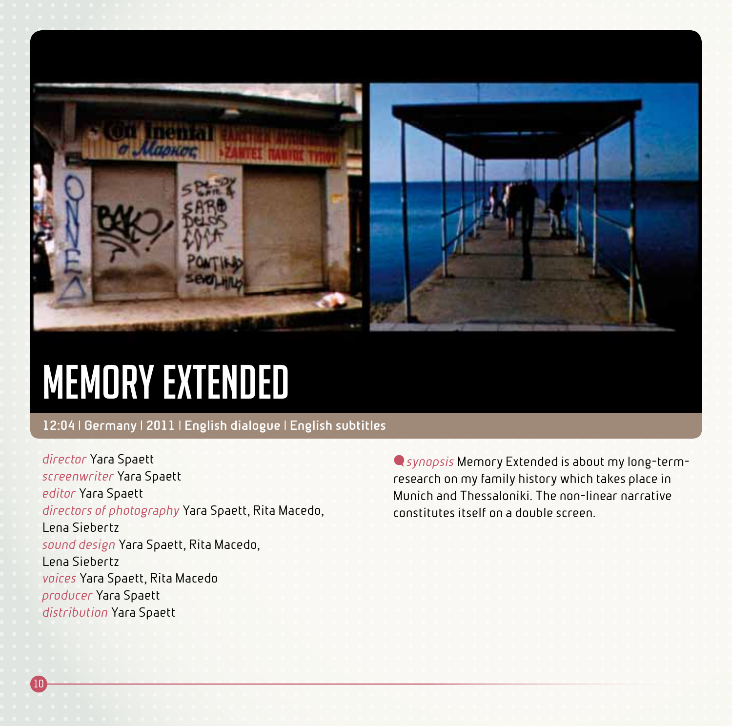# MEMORY EXTENDED

**12:04 | Germany | 2011 | English dialogue | English subtitles**

*director* Yara Spaett
*screenwriter* Yara Spaett
*editor* Yara Spaett
*directors of photography* Yara Spaett, Rita Macedo, Lena Siebertz
*sound design* Yara Spaett, Rita Macedo, Lena Siebertz
*voices* Yara Spaett, Rita Macedo
*producer* Yara Spaett
*distribution* Yara Spaett

*synopsis* Memory Extended is about my long-term-research on my family history which takes place in Munich and Thessaloniki. The non-linear narrative constitutes itself on a double screen.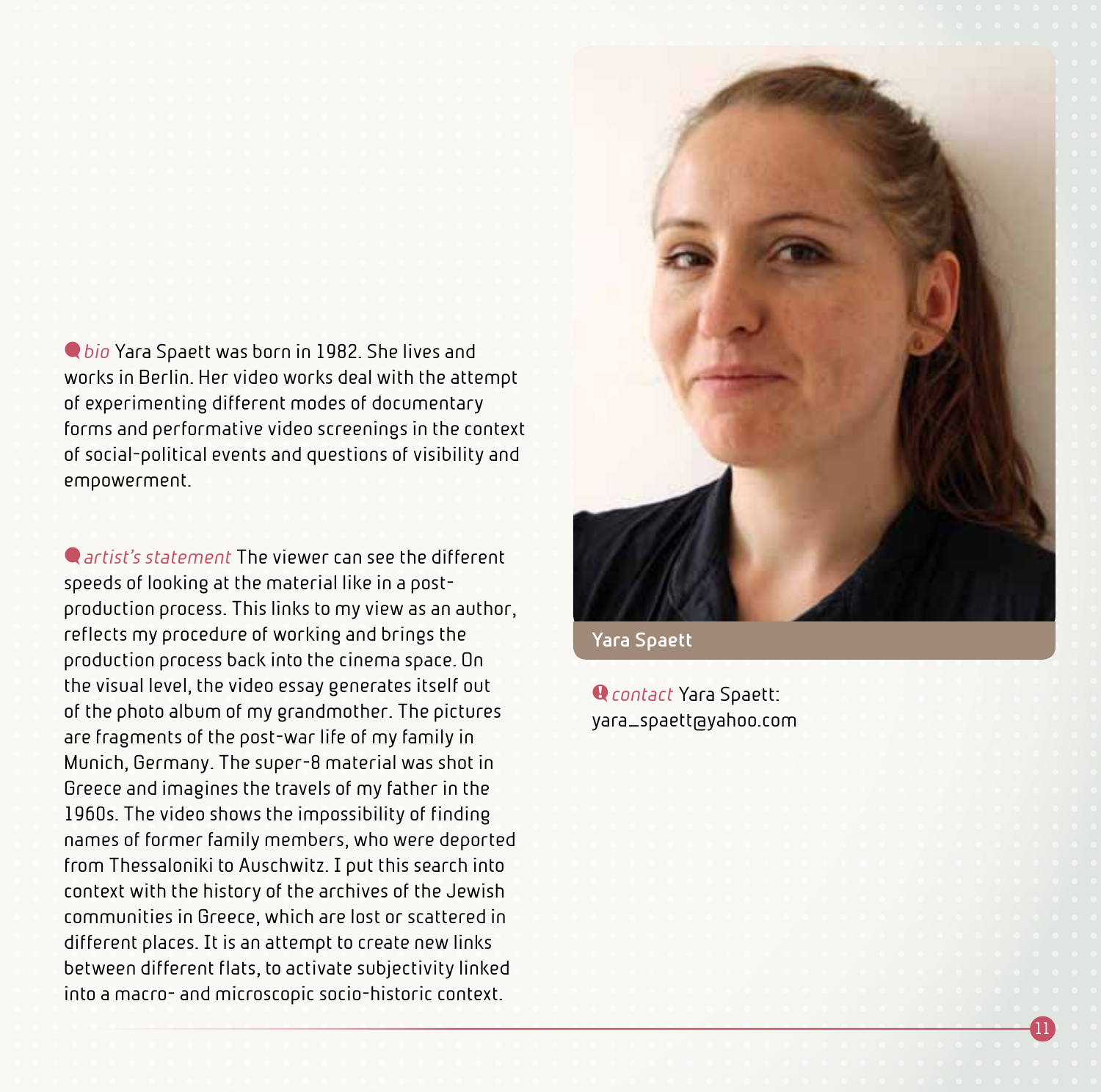*bio* Yara Spaett was born in 1982. She lives and works in Berlin. Her video works deal with the attempt of experimenting different modes of documentary forms and performative video screenings in the context of social-political events and questions of visibility and empowerment.

*artist's statement* The viewer can see the different speeds of looking at the material like in a post-production process. This links to my view as an author, reflects my procedure of working and brings the production process back into the cinema space. On the visual level, the video essay generates itself out of the photo album of my grandmother. The pictures are fragments of the post-war life of my family in Munich, Germany. The super-8 material was shot in Greece and imagines the travels of my father in the 1960s. The video shows the impossibility of finding names of former family members, who were deported from Thessaloniki to Auschwitz. I put this search into context with the history of the archives of the Jewish communities in Greece, which are lost or scattered in different places. It is an attempt to create new links between different flats, to activate subjectivity linked into a macro- and microscopic socio-historic context.

Yara Spaett

*contact* Yara Spaett: yara_spaett@yahoo.com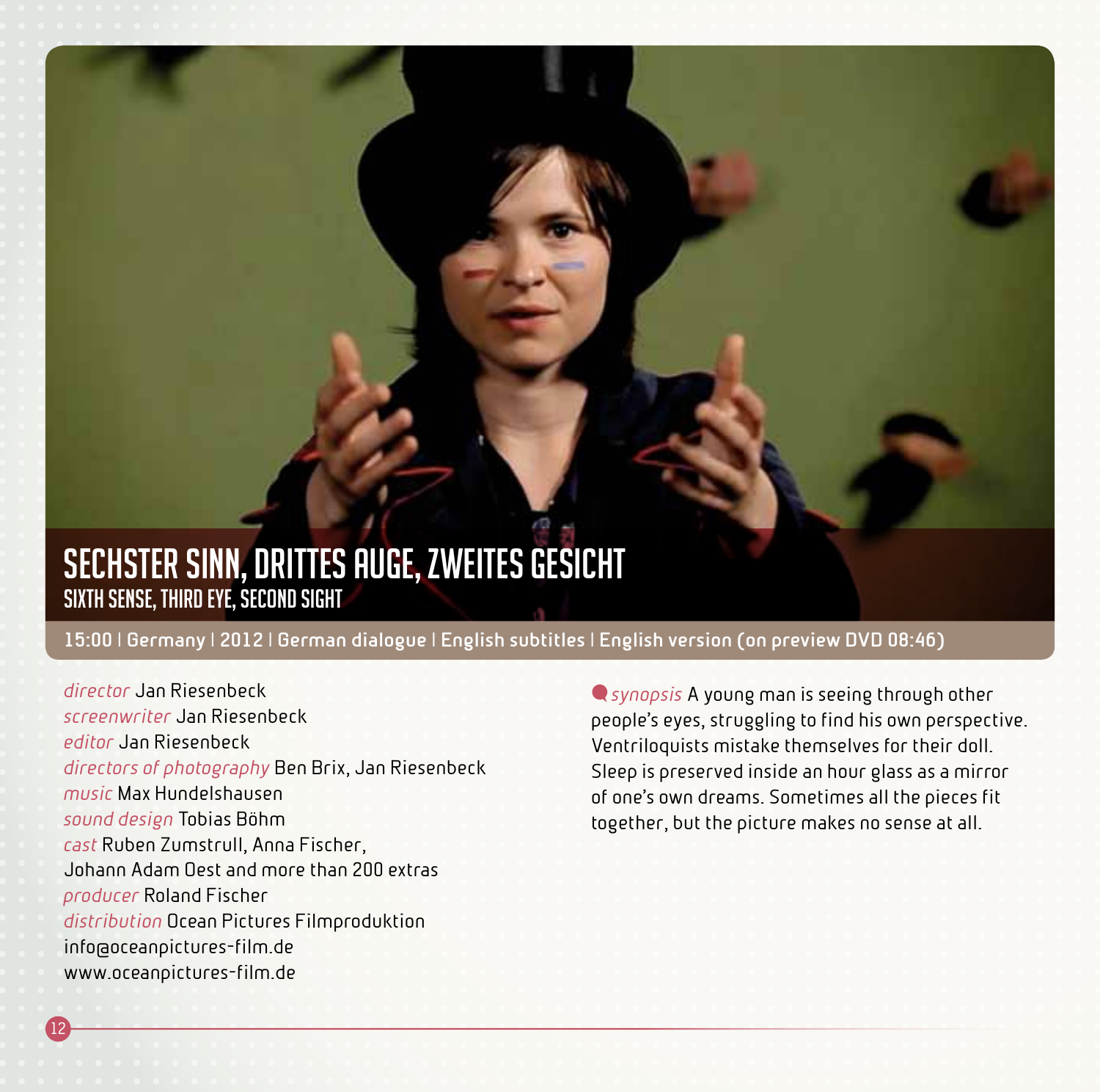# SECHSTER SINN, DRITTES AUGE, ZWEITES GESICHT

## SIXTH SENSE, THIRD EYE, SECOND SIGHT

**15:00 | Germany | 2012 | German dialogue | English subtitles | English version (on preview DVD 08:46)**

*director* Jan Riesenbeck
*screenwriter* Jan Riesenbeck
*editor* Jan Riesenbeck
*directors of photography* Ben Brix, Jan Riesenbeck
*music* Max Hundelshausen
*sound design* Tobias Böhm
*cast* Ruben Zumstrull, Anna Fischer, Johann Adam Oest and more than 200 extras
*producer* Roland Fischer
*distribution* Ocean Pictures Filmproduktion
info@oceanpictures-film.de
www.oceanpictures-film.de

*synopsis* A young man is seeing through other people's eyes, struggling to find his own perspective. Ventriloquists mistake themselves for their doll. Sleep is preserved inside an hour glass as a mirror of one's own dreams. Sometimes all the pieces fit together, but the picture makes no sense at all.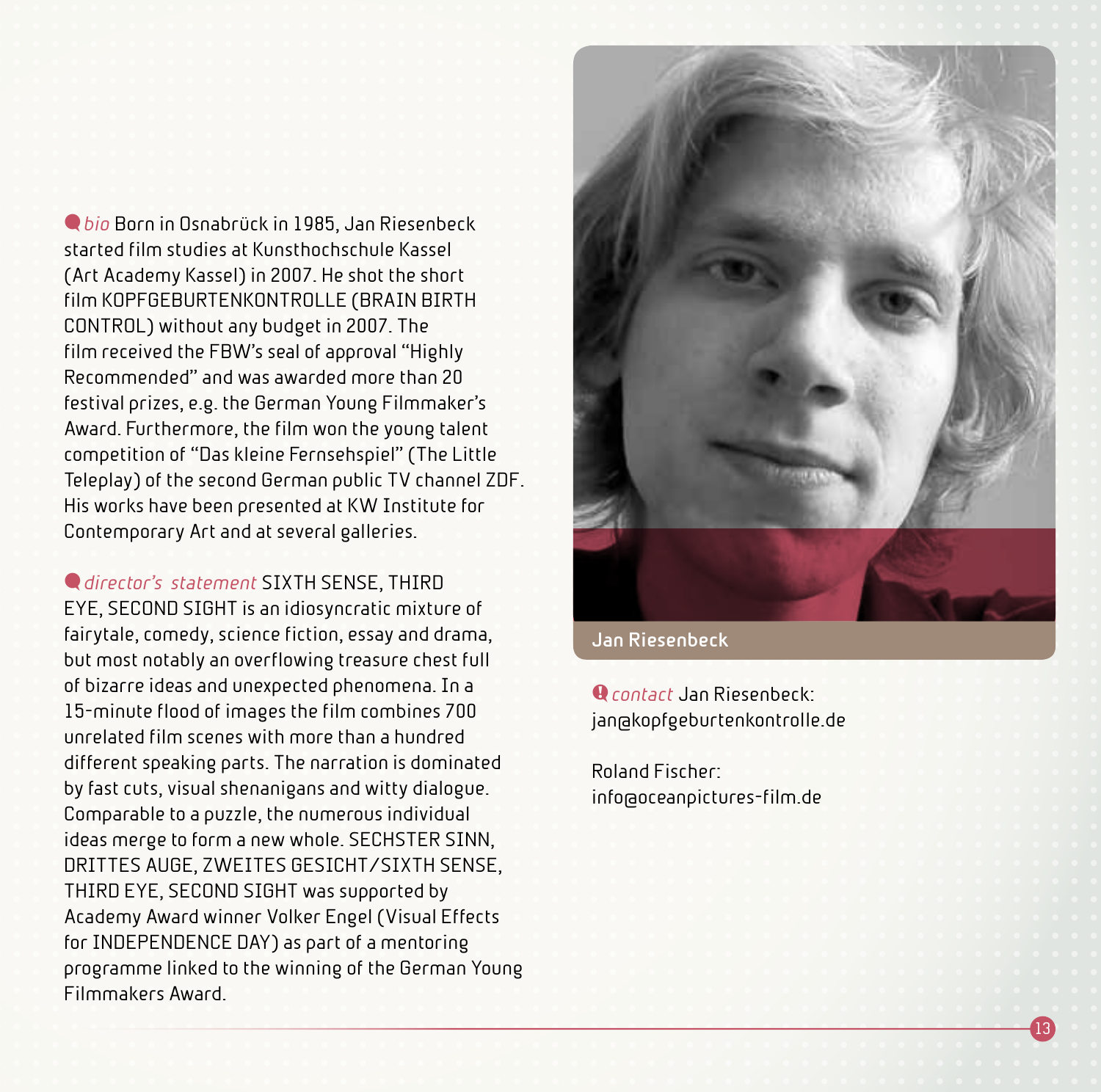*bio* Born in Osnabrück in 1985, Jan Riesenbeck started film studies at Kunsthochschule Kassel (Art Academy Kassel) in 2007. He shot the short film KOPFGEBURTENKONTROLLE (BRAIN BIRTH CONTROL) without any budget in 2007. The film received the FBW's seal of approval "Highly Recommended" and was awarded more than 20 festival prizes, e.g. the German Young Filmmaker's Award. Furthermore, the film won the young talent competition of "Das kleine Fernsehspiel" (The Little Teleplay) of the second German public TV channel ZDF. His works have been presented at KW Institute for Contemporary Art and at several galleries.

*director's statement* SIXTH SENSE, THIRD EYE, SECOND SIGHT is an idiosyncratic mixture of fairytale, comedy, science fiction, essay and drama, but most notably an overflowing treasure chest full of bizarre ideas and unexpected phenomena. In a 15-minute flood of images the film combines 700 unrelated film scenes with more than a hundred different speaking parts. The narration is dominated by fast cuts, visual shenanigans and witty dialogue. Comparable to a puzzle, the numerous individual ideas merge to form a new whole. SECHSTER SINN, DRITTES AUGE, ZWEITES GESICHT/SIXTH SENSE, THIRD EYE, SECOND SIGHT was supported by Academy Award winner Volker Engel (Visual Effects for INDEPENDENCE DAY) as part of a mentoring programme linked to the winning of the German Young Filmmakers Award.

Jan Riesenbeck

*contact* Jan Riesenbeck:
jan@kopfgeburtenkontrolle.de

Roland Fischer:
info@oceanpictures-film.de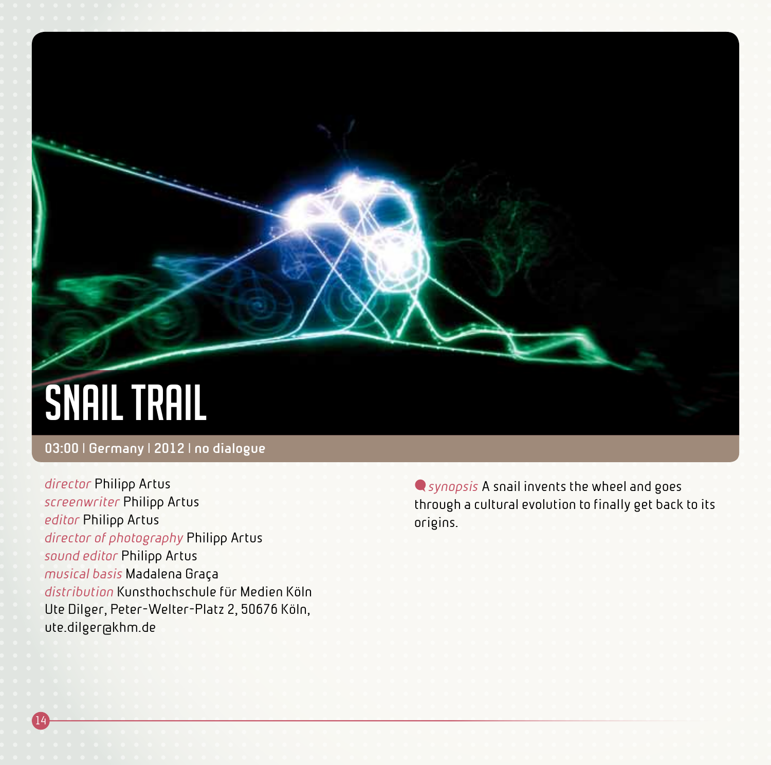# SNAIL TRAIL

**03:00 | Germany | 2012 | no dialogue**

*director* Philipp Artus
*screenwriter* Philipp Artus
*editor* Philipp Artus
*director of photography* Philipp Artus
*sound editor* Philipp Artus
*musical basis* Madalena Graça
*distribution* Kunsthochschule für Medien Köln
Ute Dilger, Peter-Welter-Platz 2, 50676 Köln,
ute.dilger@khm.de

*synopsis* A snail invents the wheel and goes through a cultural evolution to finally get back to its origins.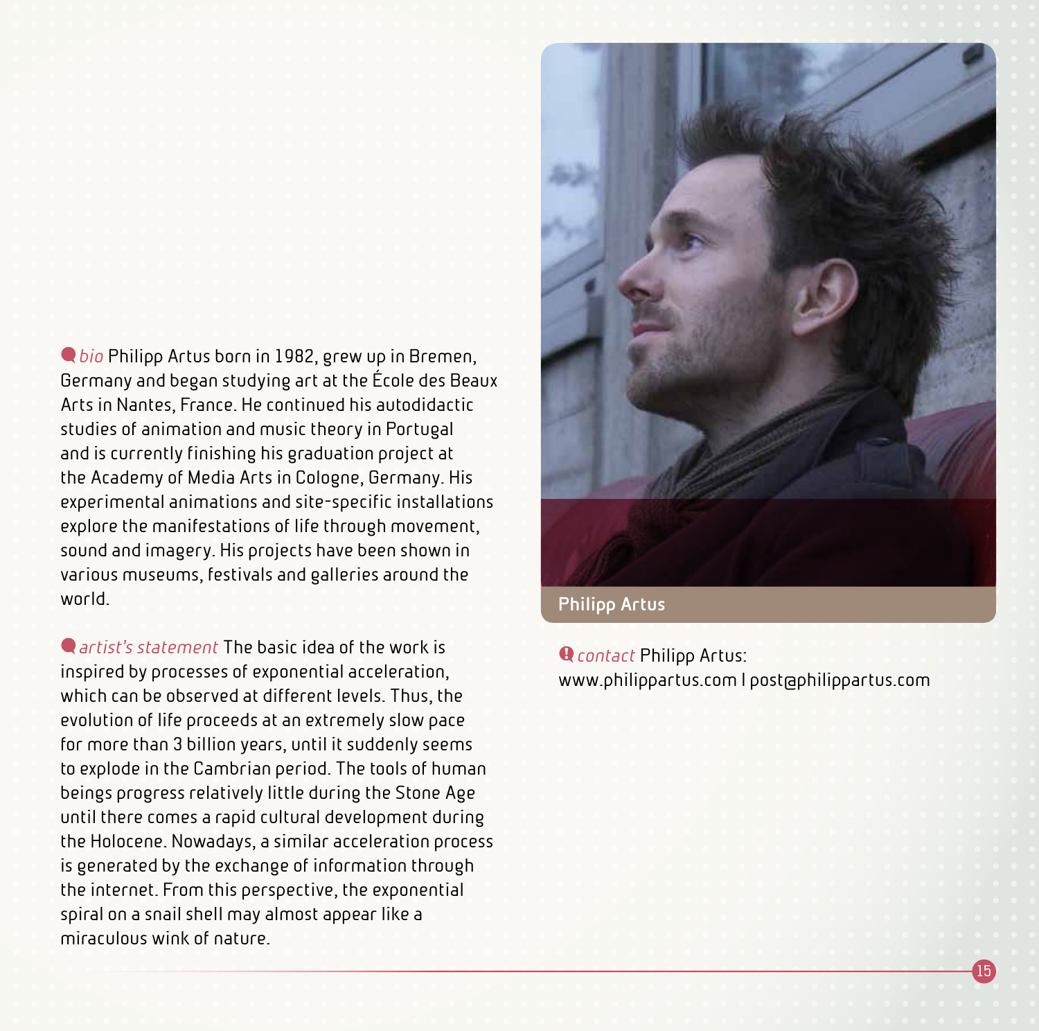*bio* Philipp Artus born in 1982, grew up in Bremen, Germany and began studying art at the École des Beaux Arts in Nantes, France. He continued his autodidactic studies of animation and music theory in Portugal and is currently finishing his graduation project at the Academy of Media Arts in Cologne, Germany. His experimental animations and site-specific installations explore the manifestations of life through movement, sound and imagery. His projects have been shown in various museums, festivals and galleries around the world.

*artist's statement* The basic idea of the work is inspired by processes of exponential acceleration, which can be observed at different levels. Thus, the evolution of life proceeds at an extremely slow pace for more than 3 billion years, until it suddenly seems to explode in the Cambrian period. The tools of human beings progress relatively little during the Stone Age until there comes a rapid cultural development during the Holocene. Nowadays, a similar acceleration process is generated by the exchange of information through the internet. From this perspective, the exponential spiral on a snail shell may almost appear like a miraculous wink of nature.

Philipp Artus

*contact* Philipp Artus:
www.philippartus.com I post@philippartus.com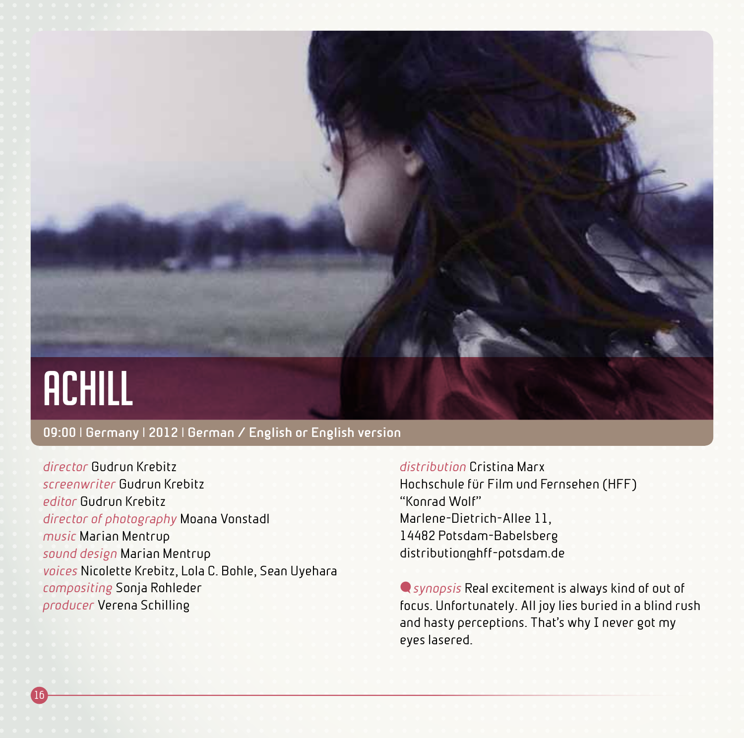# ACHILL

**09:00 | Germany | 2012 | German / English or English version**

*director* Gudrun Krebitz
*screenwriter* Gudrun Krebitz
*editor* Gudrun Krebitz
*director of photography* Moana Vonstadl
*music* Marian Mentrup
*sound design* Marian Mentrup
*voices* Nicolette Krebitz, Lola C. Bohle, Sean Uyehara
*compositing* Sonja Rohleder
*producer* Verena Schilling

*distribution* Cristina Marx
Hochschule für Film und Fernsehen (HFF)
"Konrad Wolf"
Marlene-Dietrich-Allee 11,
14482 Potsdam-Babelsberg
distribution@hff-potsdam.de

*synopsis* Real excitement is always kind of out of focus. Unfortunately. All joy lies buried in a blind rush and hasty perceptions. That's why I never got my eyes lasered.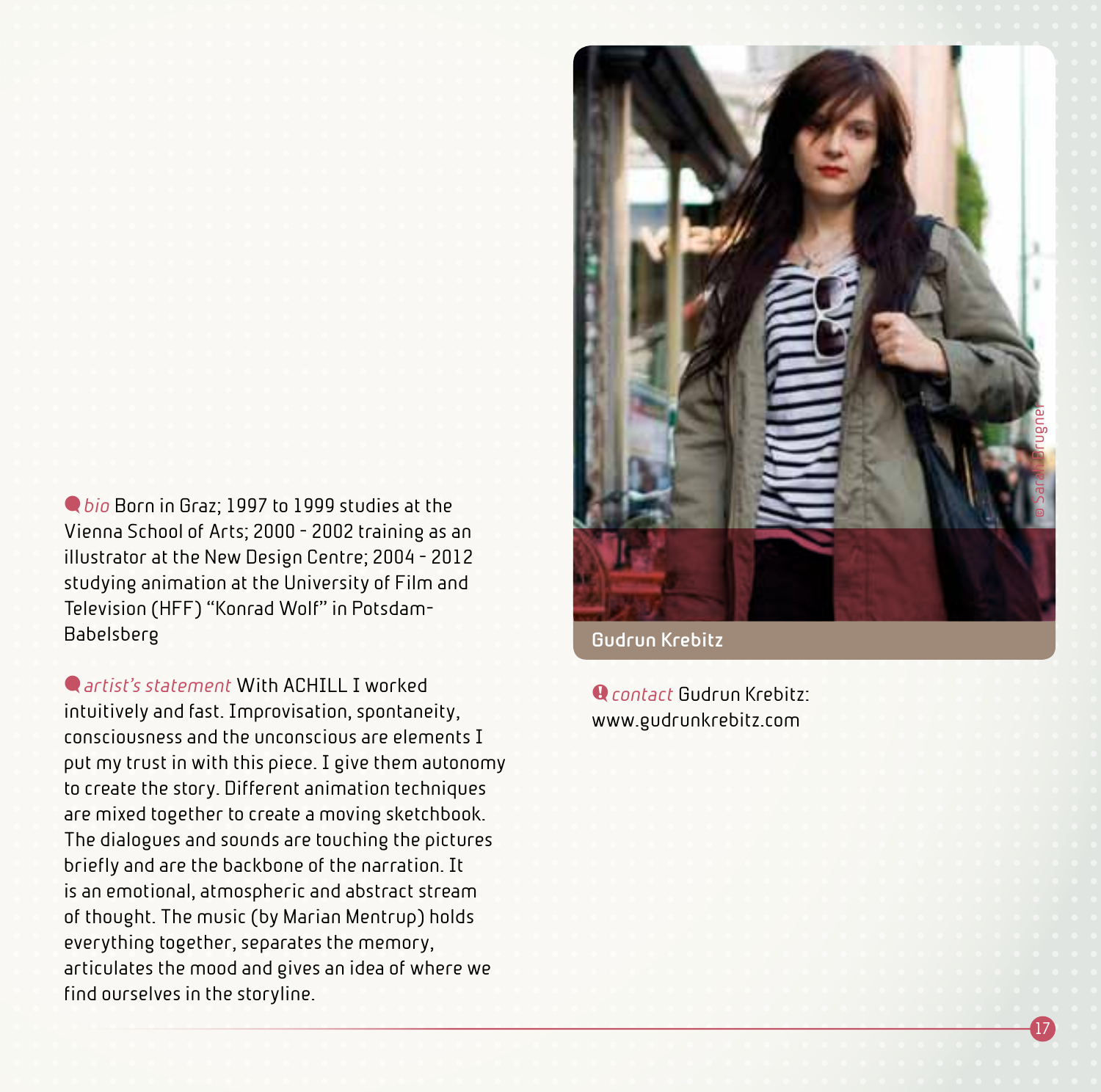*bio* Born in Graz; 1997 to 1999 studies at the Vienna School of Arts; 2000 - 2002 training as an illustrator at the New Design Centre; 2004 - 2012 studying animation at the University of Film and Television (HFF) "Konrad Wolf" in Potsdam-Babelsberg

*artist's statement* With ACHILL I worked intuitively and fast. Improvisation, spontaneity, consciousness and the unconscious are elements I put my trust in with this piece. I give them autonomy to create the story. Different animation techniques are mixed together to create a moving sketchbook. The dialogues and sounds are touching the pictures briefly and are the backbone of the narration. It is an emotional, atmospheric and abstract stream of thought. The music (by Marian Mentrup) holds everything together, separates the memory, articulates the mood and gives an idea of where we find ourselves in the storyline.

© Sarah Brugner

**Gudrun Krebitz**

*contact* Gudrun Krebitz: www.gudrunkrebitz.com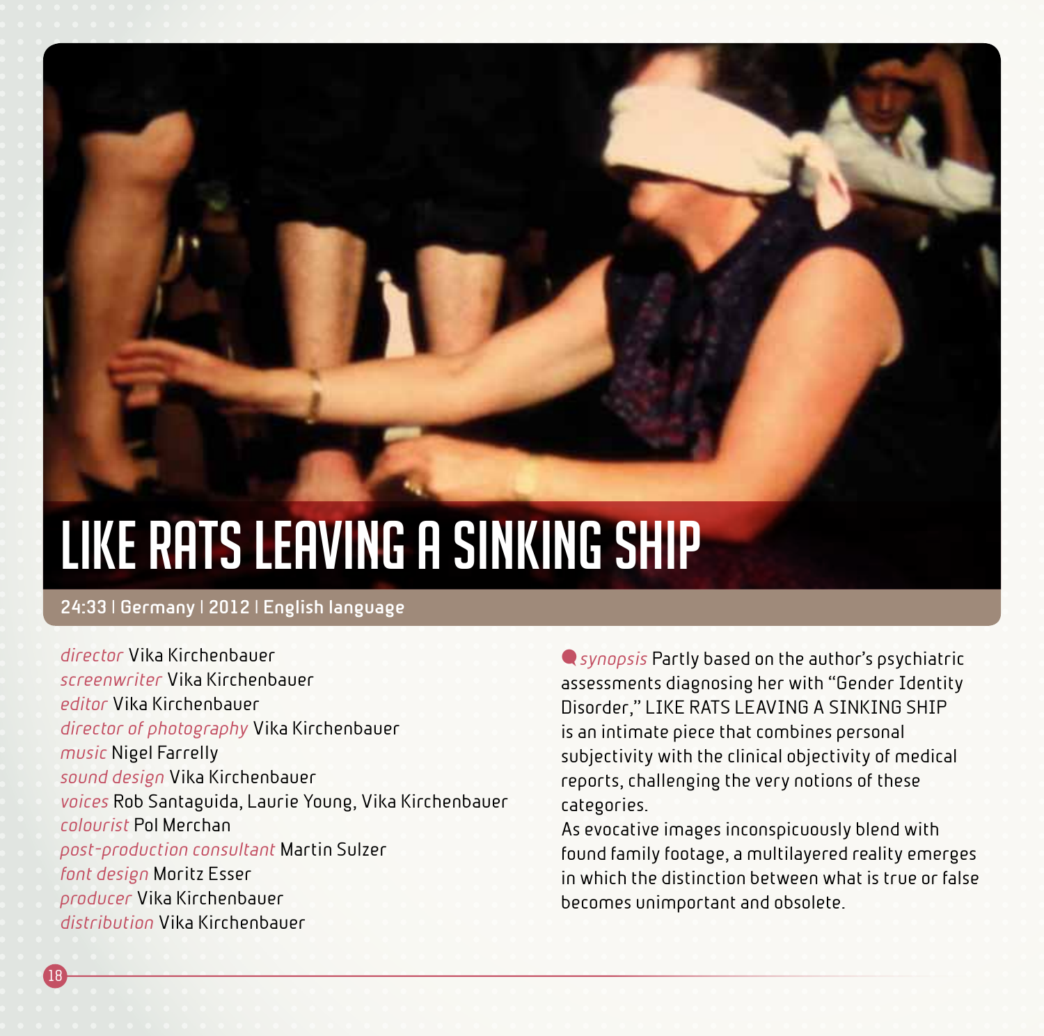# LIKE RATS LEAVING A SINKING SHIP

**24:33 | Germany | 2012 | English language**

*director* Vika Kirchenbauer
*screenwriter* Vika Kirchenbauer
*editor* Vika Kirchenbauer
*director of photography* Vika Kirchenbauer
*music* Nigel Farrelly
*sound design* Vika Kirchenbauer
*voices* Rob Santaguida, Laurie Young, Vika Kirchenbauer
*colourist* Pol Merchan
*post-production consultant* Martin Sulzer
*font design* Moritz Esser
*producer* Vika Kirchenbauer
*distribution* Vika Kirchenbauer

*synopsis* Partly based on the author's psychiatric assessments diagnosing her with "Gender Identity Disorder," LIKE RATS LEAVING A SINKING SHIP is an intimate piece that combines personal subjectivity with the clinical objectivity of medical reports, challenging the very notions of these categories.

As evocative images inconspicuously blend with found family footage, a multilayered reality emerges in which the distinction between what is true or false becomes unimportant and obsolete.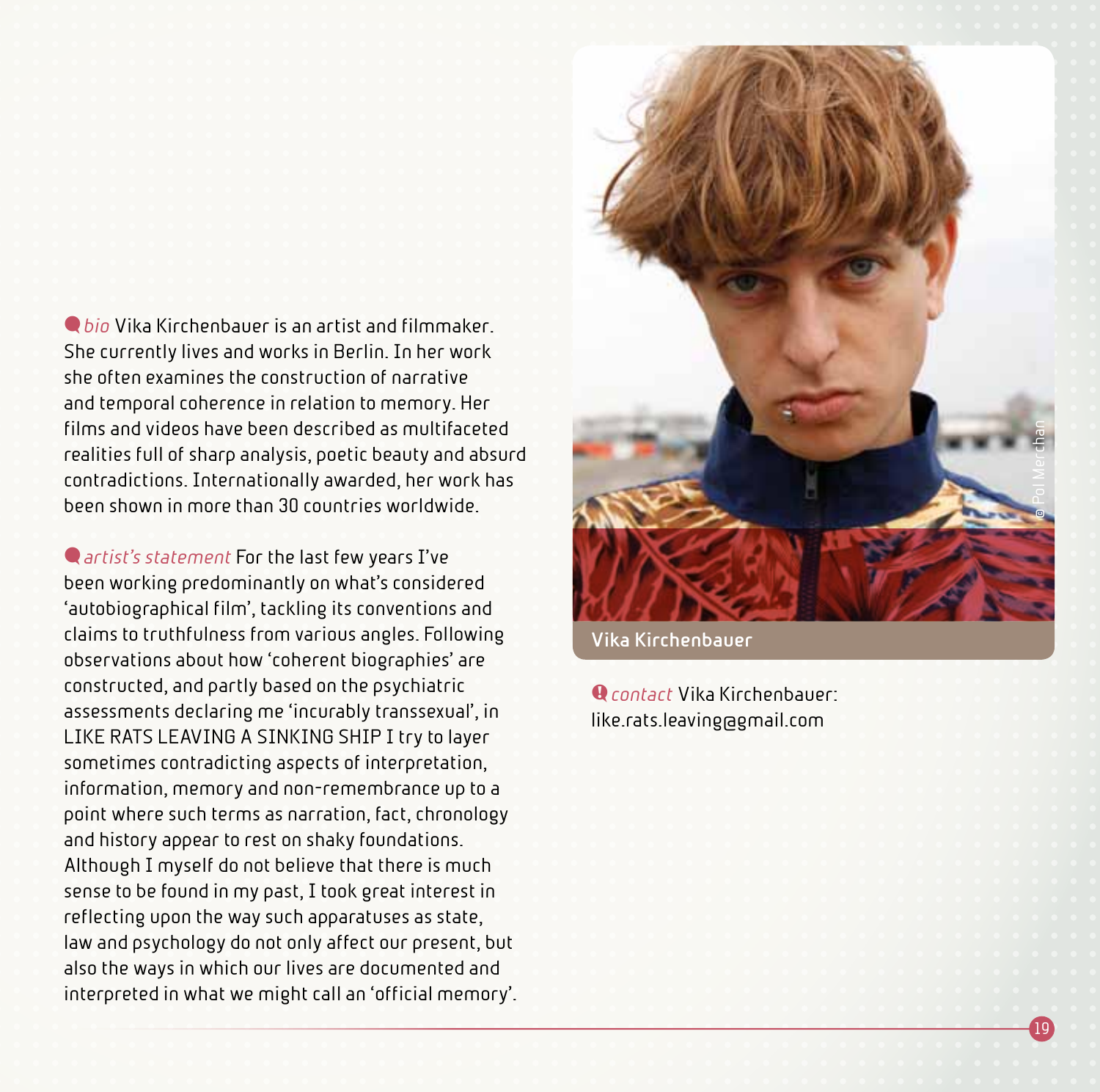*bio* Vika Kirchenbauer is an artist and filmmaker. She currently lives and works in Berlin. In her work she often examines the construction of narrative and temporal coherence in relation to memory. Her films and videos have been described as multifaceted realities full of sharp analysis, poetic beauty and absurd contradictions. Internationally awarded, her work has been shown in more than 30 countries worldwide.

*artist's statement* For the last few years I've been working predominantly on what's considered 'autobiographical film', tackling its conventions and claims to truthfulness from various angles. Following observations about how 'coherent biographies' are constructed, and partly based on the psychiatric assessments declaring me 'incurably transsexual', in LIKE RATS LEAVING A SINKING SHIP I try to layer sometimes contradicting aspects of interpretation, information, memory and non-remembrance up to a point where such terms as narration, fact, chronology and history appear to rest on shaky foundations. Although I myself do not believe that there is much sense to be found in my past, I took great interest in reflecting upon the way such apparatuses as state, law and psychology do not only affect our present, but also the ways in which our lives are documented and interpreted in what we might call an 'official memory'.

© Pol Merchan

Vika Kirchenbauer

*contact* Vika Kirchenbauer: like.rats.leaving@gmail.com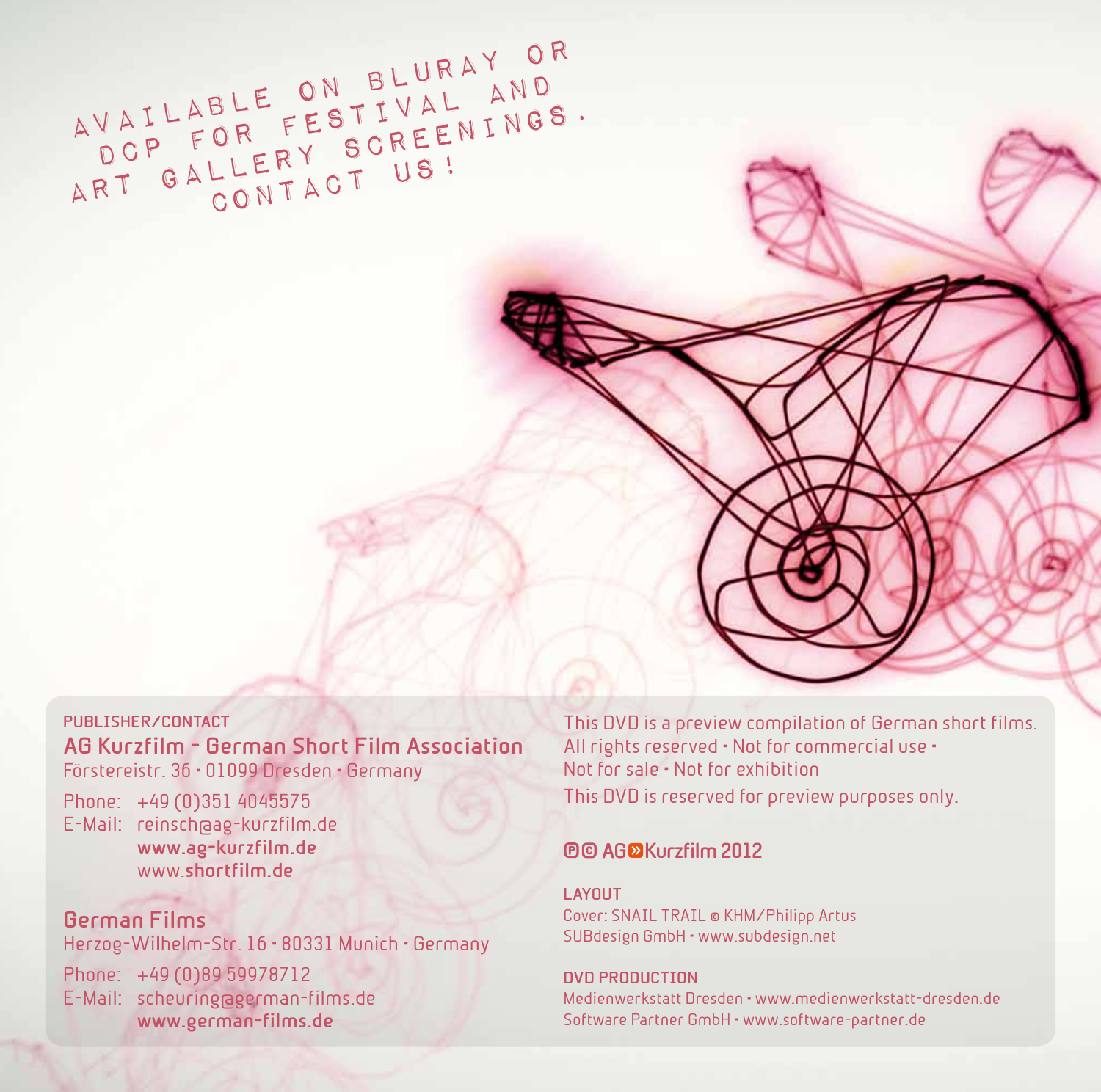AVAILABLE ON BLURAY OR DCP FOR FESTIVAL AND ART GALLERY SCREENINGS. CONTACT US!

**PUBLISHER/CONTACT**

**AG Kurzfilm – German Short Film Association**
Förstereistr. 36 • 01099 Dresden • Germany

Phone: +49 (0)351 4045575
E-Mail: reinsch@ag-kurzfilm.de
**www.ag-kurzfilm.de**
www.**shortfilm.de**

**German Films**
Herzog-Wilhelm-Str. 16 • 80331 Munich • Germany

Phone: +49 (0)89 59978712
E-Mail: scheuring@german-films.de
**www.german-films.de**

This DVD is a preview compilation of German short films.
All rights reserved • Not for commercial use •
Not for sale • Not for exhibition
This DVD is reserved for preview purposes only.

**℗© AG»Kurzfilm 2012**

**LAYOUT**
Cover: SNAIL TRAIL © KHM/Philipp Artus
SUBdesign GmbH • www.subdesign.net

**DVD PRODUCTION**
Medienwerkstatt Dresden • www.medienwerkstatt-dresden.de
Software Partner GmbH • www.software-partner.de